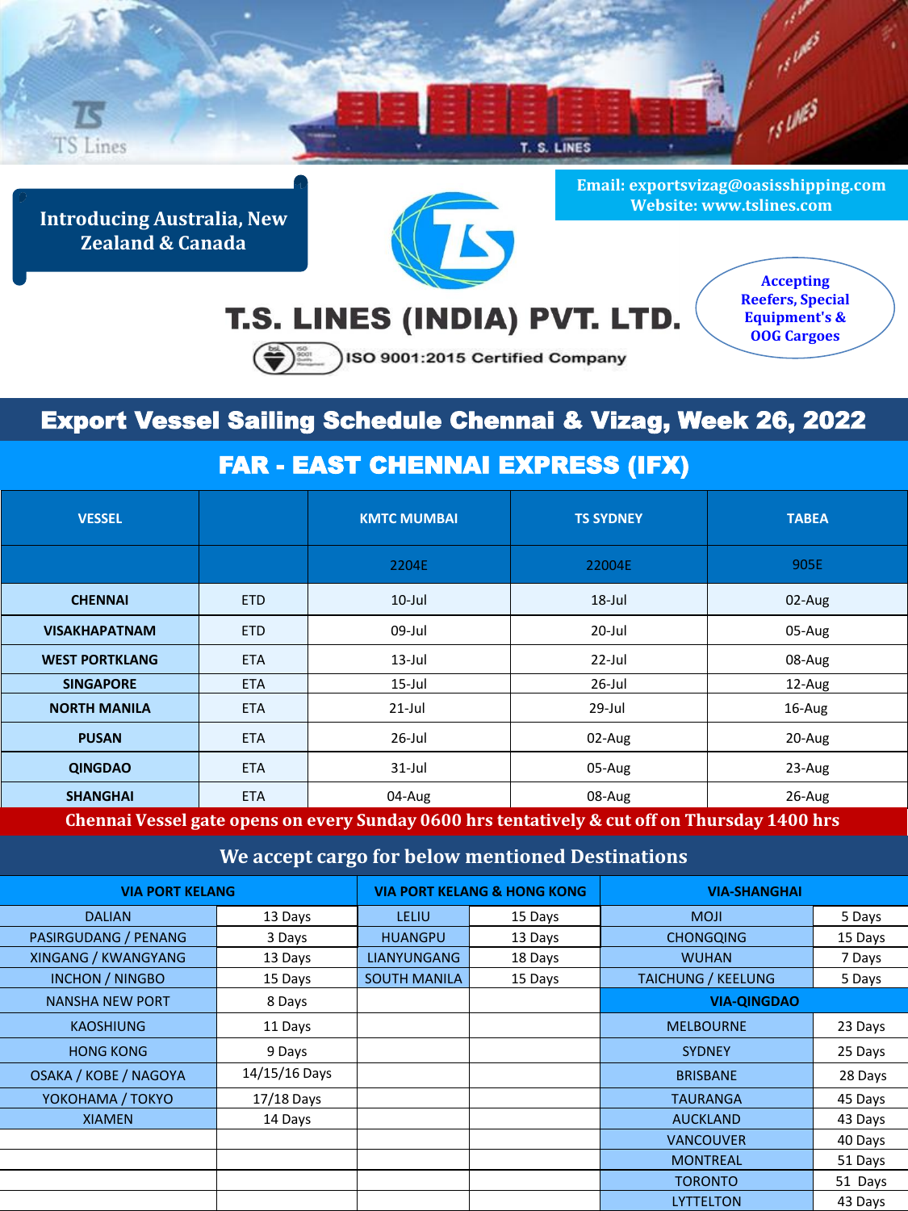TS Lines

T. S. LINES

**Introducing Australia, New Zealand & Canada**

# T.S. LINES (INDIA) PVT. LTD.

ISO 9001:2015 Certified Company

Email: exportsvizag@oasisshipping.com
Website: www.tslines.com

**Accepting Reefers, Special Equipment's & OOG Cargoes**

## Export Vessel Sailing Schedule Chennai & Vizag, Week 26, 2022

### FAR - EAST CHENNAI EXPRESS (IFX)

| VESSEL | | KMTC MUMBAI | TS SYDNEY | TABEA |
|---|---|---|---|---|
| | | 2204E | 22004E | 905E |
| CHENNAI | ETD | 10-Jul | 18-Jul | 02-Aug |
| VISAKHAPATNAM | ETD | 09-Jul | 20-Jul | 05-Aug |
| WEST PORTKLANG | ETA | 13-Jul | 22-Jul | 08-Aug |
| SINGAPORE | ETA | 15-Jul | 26-Jul | 12-Aug |
| NORTH MANILA | ETA | 21-Jul | 29-Jul | 16-Aug |
| PUSAN | ETA | 26-Jul | 02-Aug | 20-Aug |
| QINGDAO | ETA | 31-Jul | 05-Aug | 23-Aug |
| SHANGHAI | ETA | 04-Aug | 08-Aug | 26-Aug |

**Chennai Vessel gate opens on every Sunday 0600 hrs tentatively & cut off on Thursday 1400 hrs**

### We accept cargo for below mentioned Destinations

| VIA PORT KELANG | | VIA PORT KELANG & HONG KONG | | VIA-SHANGHAI | |
|---|---|---|---|---|---|
| DALIAN | 13 Days | LELIU | 15 Days | MOJI | 5 Days |
| PASIRGUDANG / PENANG | 3 Days | HUANGPU | 13 Days | CHONGQING | 15 Days |
| XINGANG / KWANGYANG | 13 Days | LIANYUNGANG | 18 Days | WUHAN | 7 Days |
| INCHON / NINGBO | 15 Days | SOUTH MANILA | 15 Days | TAICHUNG / KEELUNG | 5 Days |
| NANSHA NEW PORT | 8 Days | | | **VIA-QINGDAO** | |
| KAOSHIUNG | 11 Days | | | MELBOURNE | 23 Days |
| HONG KONG | 9 Days | | | SYDNEY | 25 Days |
| OSAKA / KOBE / NAGOYA | 14/15/16 Days | | | BRISBANE | 28 Days |
| YOKOHAMA / TOKYO | 17/18 Days | | | TAURANGA | 45 Days |
| XIAMEN | 14 Days | | | AUCKLAND | 43 Days |
| | | | | VANCOUVER | 40 Days |
| | | | | MONTREAL | 51 Days |
| | | | | TORONTO | 51 Days |
| | | | | LYTTELTON | 43 Days |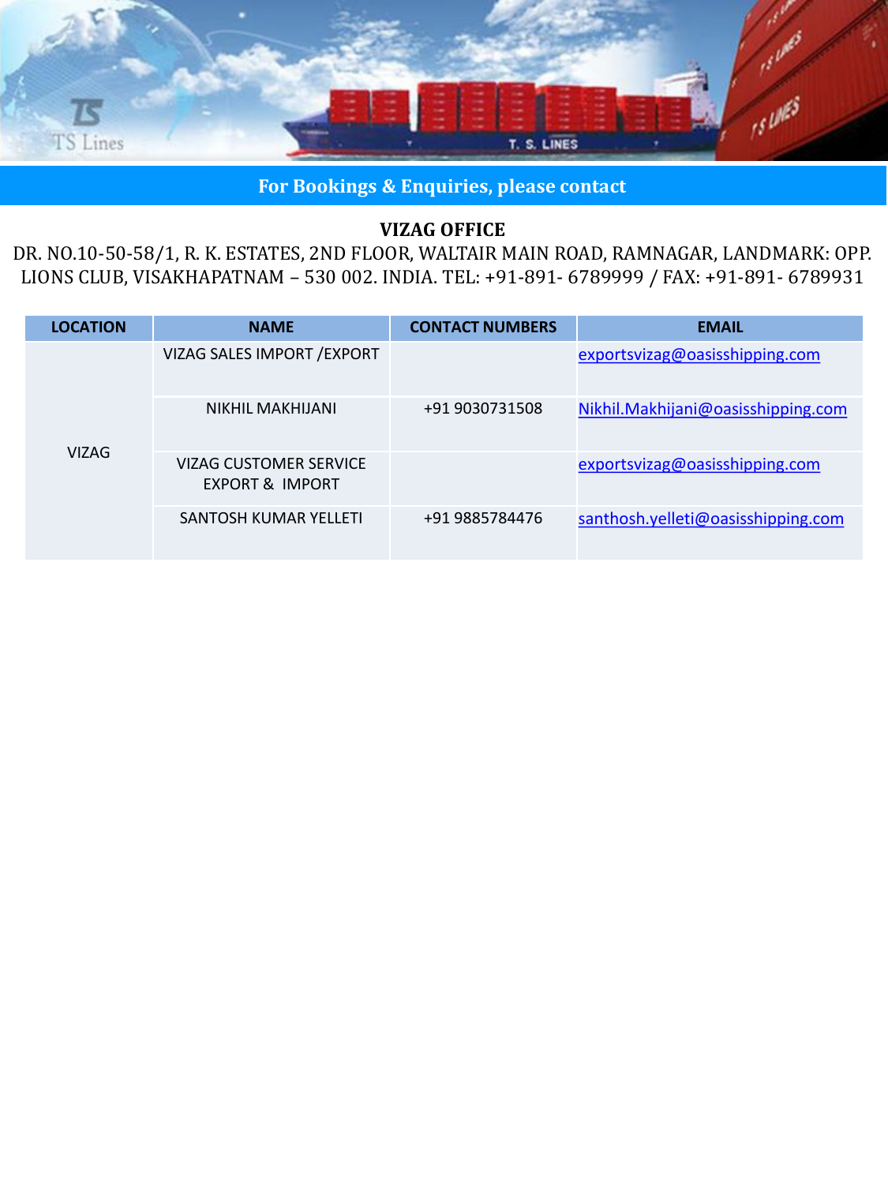**For Bookings & Enquiries, please contact**

**VIZAG OFFICE**

DR. NO.10-50-58/1, R. K. ESTATES, 2ND FLOOR, WALTAIR MAIN ROAD, RAMNAGAR, LANDMARK: OPP. LIONS CLUB, VISAKHAPATNAM – 530 002. INDIA. TEL: +91-891- 6789999 / FAX: +91-891- 6789931

| LOCATION | NAME | CONTACT NUMBERS | EMAIL |
|---|---|---|---|
| VIZAG | VIZAG SALES IMPORT /EXPORT | | exportsvizag@oasisshipping.com |
| | NIKHIL MAKHIJANI | +91 9030731508 | Nikhil.Makhijani@oasisshipping.com |
| | VIZAG CUSTOMER SERVICE EXPORT & IMPORT | | exportsvizag@oasisshipping.com |
| | SANTOSH KUMAR YELLETI | +91 9885784476 | santhosh.yelleti@oasisshipping.com |